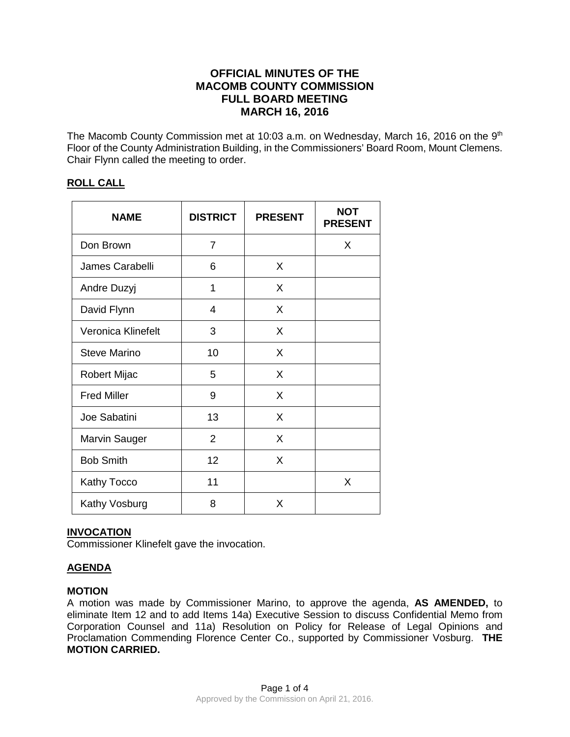# OFFICIAL MINUTES OF THE MACOMB COUNTY COMMISSION FULL BOARD MEETING MARCH 16, 2016

The Macomb County Commission met at 10:03 a.m. on Wednesday, March 16, 2016 on the 9th Floor of the County Administration Building, in the Commissioners' Board Room, Mount Clemens. Chair Flynn called the meeting to order.

## ROLL CALL

| NAME | DISTRICT | PRESENT | NOT PRESENT |
|---|---|---|---|
| Don Brown | 7 | | X |
| James Carabelli | 6 | X | |
| Andre Duzyj | 1 | X | |
| David Flynn | 4 | X | |
| Veronica Klinefelt | 3 | X | |
| Steve Marino | 10 | X | |
| Robert Mijac | 5 | X | |
| Fred Miller | 9 | X | |
| Joe Sabatini | 13 | X | |
| Marvin Sauger | 2 | X | |
| Bob Smith | 12 | X | |
| Kathy Tocco | 11 | | X |
| Kathy Vosburg | 8 | X | |

## INVOCATION

Commissioner Klinefelt gave the invocation.

## AGENDA

### MOTION

A motion was made by Commissioner Marino, to approve the agenda, **AS AMENDED,** to eliminate Item 12 and to add Items 14a) Executive Session to discuss Confidential Memo from Corporation Counsel and 11a) Resolution on Policy for Release of Legal Opinions and Proclamation Commending Florence Center Co., supported by Commissioner Vosburg. **THE MOTION CARRIED.**

Approved by the Commission on April 21, 2016.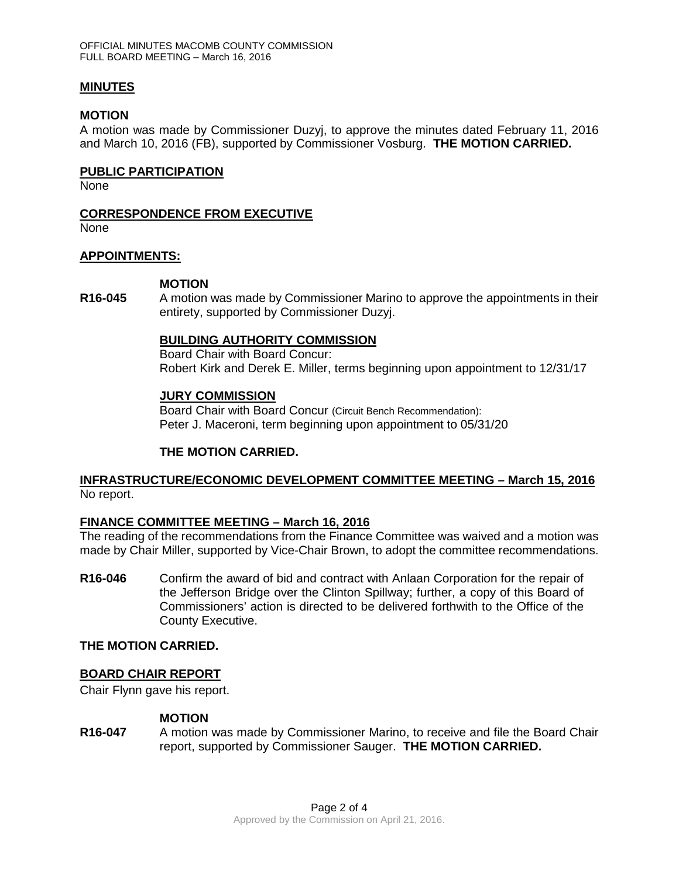## MINUTES

**MOTION**

A motion was made by Commissioner Duzyj, to approve the minutes dated February 11, 2016 and March 10, 2016 (FB), supported by Commissioner Vosburg. **THE MOTION CARRIED.**

## PUBLIC PARTICIPATION

None

## CORRESPONDENCE FROM EXECUTIVE

None

## APPOINTMENTS:

**MOTION**

**R16-045** A motion was made by Commissioner Marino to approve the appointments in their entirety, supported by Commissioner Duzyj.

**BUILDING AUTHORITY COMMISSION**

Board Chair with Board Concur:
Robert Kirk and Derek E. Miller, terms beginning upon appointment to 12/31/17

**JURY COMMISSION**

Board Chair with Board Concur (Circuit Bench Recommendation):
Peter J. Maceroni, term beginning upon appointment to 05/31/20

**THE MOTION CARRIED.**

## INFRASTRUCTURE/ECONOMIC DEVELOPMENT COMMITTEE MEETING – March 15, 2016

No report.

## FINANCE COMMITTEE MEETING – March 16, 2016

The reading of the recommendations from the Finance Committee was waived and a motion was made by Chair Miller, supported by Vice-Chair Brown, to adopt the committee recommendations.

**R16-046** Confirm the award of bid and contract with Anlaan Corporation for the repair of the Jefferson Bridge over the Clinton Spillway; further, a copy of this Board of Commissioners' action is directed to be delivered forthwith to the Office of the County Executive.

**THE MOTION CARRIED.**

## BOARD CHAIR REPORT

Chair Flynn gave his report.

**MOTION**

**R16-047** A motion was made by Commissioner Marino, to receive and file the Board Chair report, supported by Commissioner Sauger. **THE MOTION CARRIED.**

Approved by the Commission on April 21, 2016.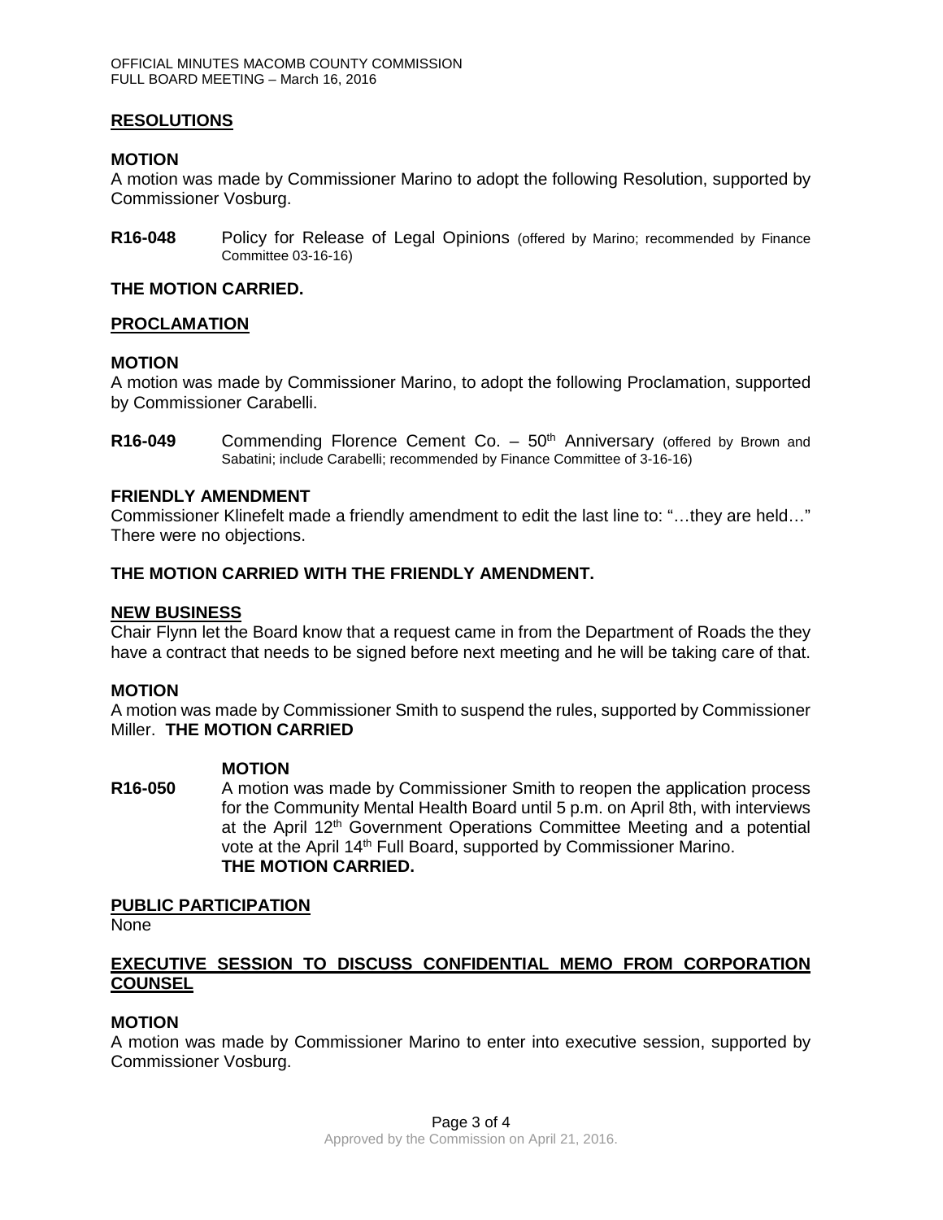## RESOLUTIONS

### MOTION

A motion was made by Commissioner Marino to adopt the following Resolution, supported by Commissioner Vosburg.

**R16-048** Policy for Release of Legal Opinions (offered by Marino; recommended by Finance Committee 03-16-16)

### THE MOTION CARRIED.

## PROCLAMATION

### MOTION

A motion was made by Commissioner Marino, to adopt the following Proclamation, supported by Commissioner Carabelli.

**R16-049** Commending Florence Cement Co. – 50th Anniversary (offered by Brown and Sabatini; include Carabelli; recommended by Finance Committee of 3-16-16)

### FRIENDLY AMENDMENT

Commissioner Klinefelt made a friendly amendment to edit the last line to: "…they are held…" There were no objections.

### THE MOTION CARRIED WITH THE FRIENDLY AMENDMENT.

## NEW BUSINESS

Chair Flynn let the Board know that a request came in from the Department of Roads the they have a contract that needs to be signed before next meeting and he will be taking care of that.

### MOTION

A motion was made by Commissioner Smith to suspend the rules, supported by Commissioner Miller. **THE MOTION CARRIED**

**MOTION**

**R16-050** A motion was made by Commissioner Smith to reopen the application process for the Community Mental Health Board until 5 p.m. on April 8th, with interviews at the April 12th Government Operations Committee Meeting and a potential vote at the April 14th Full Board, supported by Commissioner Marino. **THE MOTION CARRIED.**

## PUBLIC PARTICIPATION

None

## EXECUTIVE SESSION TO DISCUSS CONFIDENTIAL MEMO FROM CORPORATION COUNSEL

### MOTION

A motion was made by Commissioner Marino to enter into executive session, supported by Commissioner Vosburg.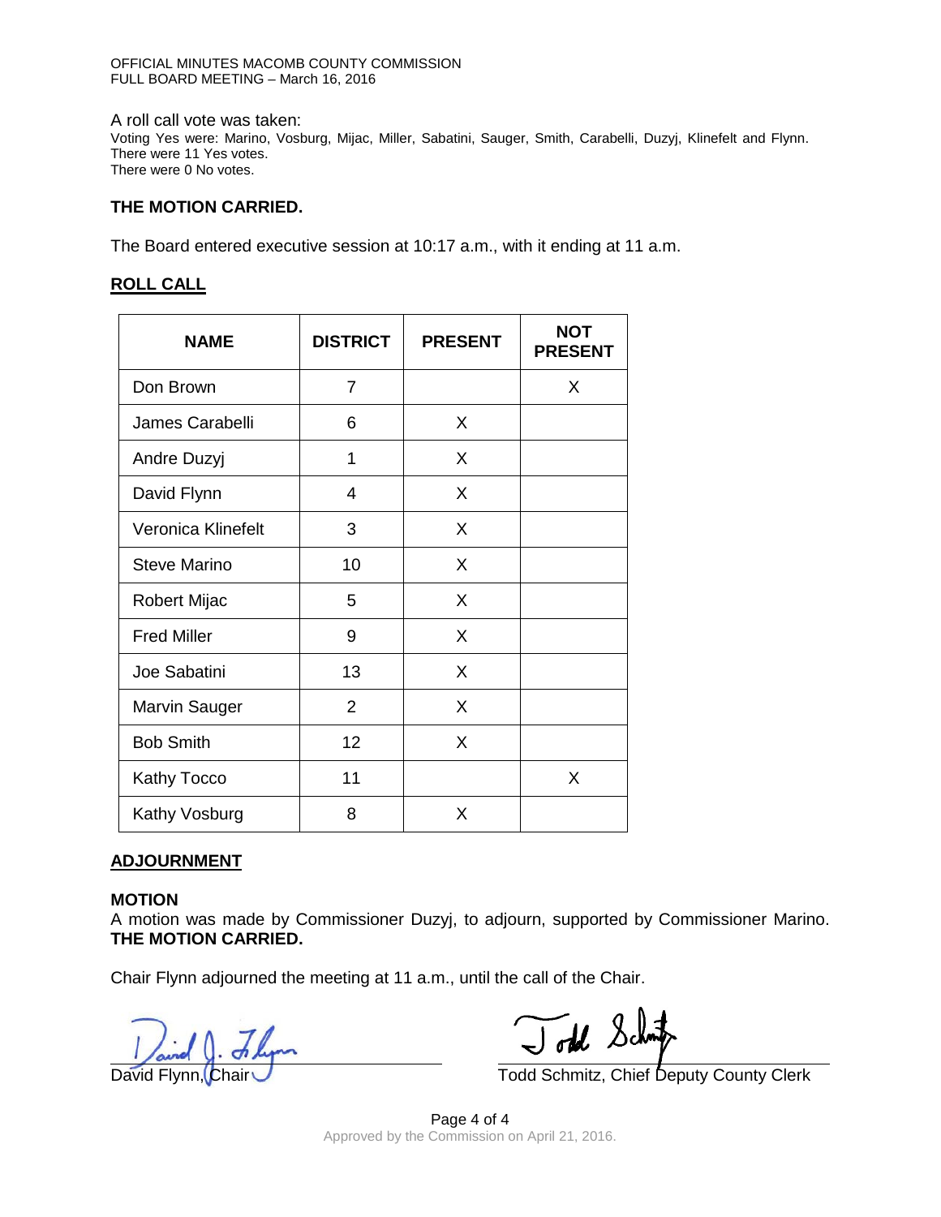A roll call vote was taken:
Voting Yes were: Marino, Vosburg, Mijac, Miller, Sabatini, Sauger, Smith, Carabelli, Duzyj, Klinefelt and Flynn.
There were 11 Yes votes.
There were 0 No votes.

**THE MOTION CARRIED.**

The Board entered executive session at 10:17 a.m., with it ending at 11 a.m.

## ROLL CALL

| NAME | DISTRICT | PRESENT | NOT PRESENT |
|---|---|---|---|
| Don Brown | 7 | | X |
| James Carabelli | 6 | X | |
| Andre Duzyj | 1 | X | |
| David Flynn | 4 | X | |
| Veronica Klinefelt | 3 | X | |
| Steve Marino | 10 | X | |
| Robert Mijac | 5 | X | |
| Fred Miller | 9 | X | |
| Joe Sabatini | 13 | X | |
| Marvin Sauger | 2 | X | |
| Bob Smith | 12 | X | |
| Kathy Tocco | 11 | | X |
| Kathy Vosburg | 8 | X | |

## ADJOURNMENT

**MOTION**
A motion was made by Commissioner Duzyj, to adjourn, supported by Commissioner Marino.
**THE MOTION CARRIED.**

Chair Flynn adjourned the meeting at 11 a.m., until the call of the Chair.

David Flynn, Chair

Todd Schmitz, Chief Deputy County Clerk

Approved by the Commission on April 21, 2016.